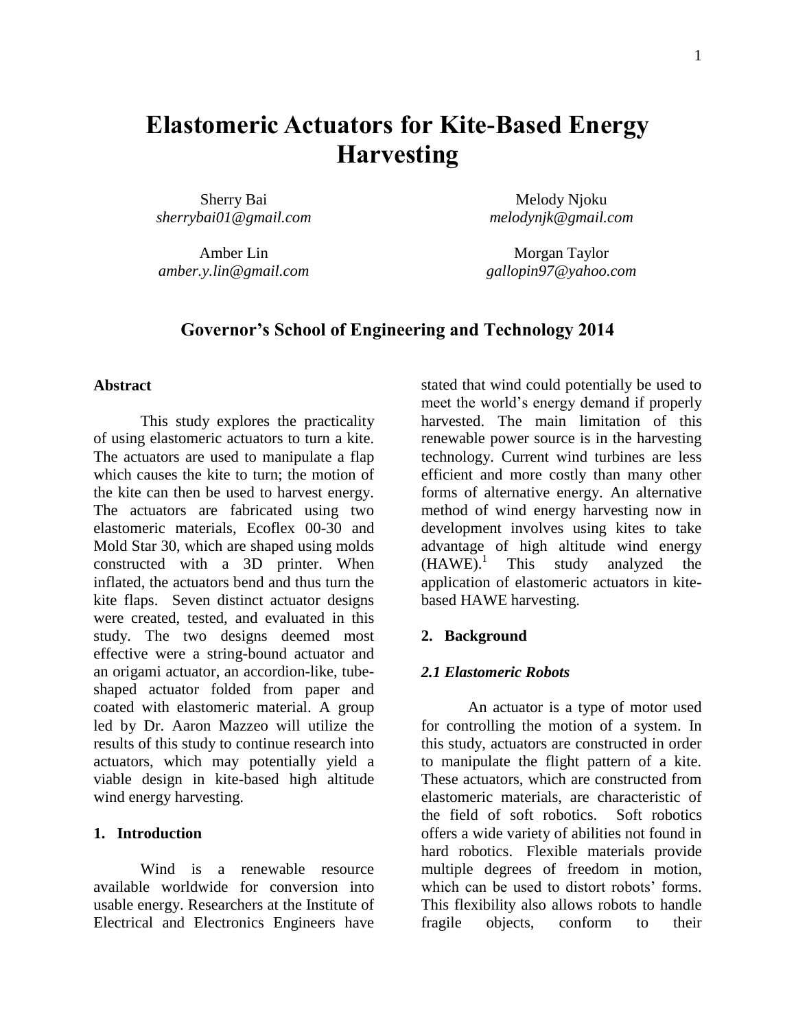# Elastomeric Actuators for Kite-Based Energy Harvesting

Sherry Bai
*sherrybai01@gmail.com*

Melody Njoku
*melodynjk@gmail.com*

Amber Lin
*amber.y.lin@gmail.com*

Morgan Taylor
*gallopin97@yahoo.com*

## Governor's School of Engineering and Technology 2014

### Abstract

This study explores the practicality of using elastomeric actuators to turn a kite. The actuators are used to manipulate a flap which causes the kite to turn; the motion of the kite can then be used to harvest energy. The actuators are fabricated using two elastomeric materials, Ecoflex 00-30 and Mold Star 30, which are shaped using molds constructed with a 3D printer. When inflated, the actuators bend and thus turn the kite flaps. Seven distinct actuator designs were created, tested, and evaluated in this study. The two designs deemed most effective were a string-bound actuator and an origami actuator, an accordion-like, tube-shaped actuator folded from paper and coated with elastomeric material. A group led by Dr. Aaron Mazzeo will utilize the results of this study to continue research into actuators, which may potentially yield a viable design in kite-based high altitude wind energy harvesting.

### 1. Introduction

Wind is a renewable resource available worldwide for conversion into usable energy. Researchers at the Institute of Electrical and Electronics Engineers have stated that wind could potentially be used to meet the world's energy demand if properly harvested. The main limitation of this renewable power source is in the harvesting technology. Current wind turbines are less efficient and more costly than many other forms of alternative energy. An alternative method of wind energy harvesting now in development involves using kites to take advantage of high altitude wind energy (HAWE).[1] This study analyzed the application of elastomeric actuators in kite-based HAWE harvesting.

### 2. Background

#### *2.1 Elastomeric Robots*

An actuator is a type of motor used for controlling the motion of a system. In this study, actuators are constructed in order to manipulate the flight pattern of a kite. These actuators, which are constructed from elastomeric materials, are characteristic of the field of soft robotics. Soft robotics offers a wide variety of abilities not found in hard robotics. Flexible materials provide multiple degrees of freedom in motion, which can be used to distort robots' forms. This flexibility also allows robots to handle fragile objects, conform to their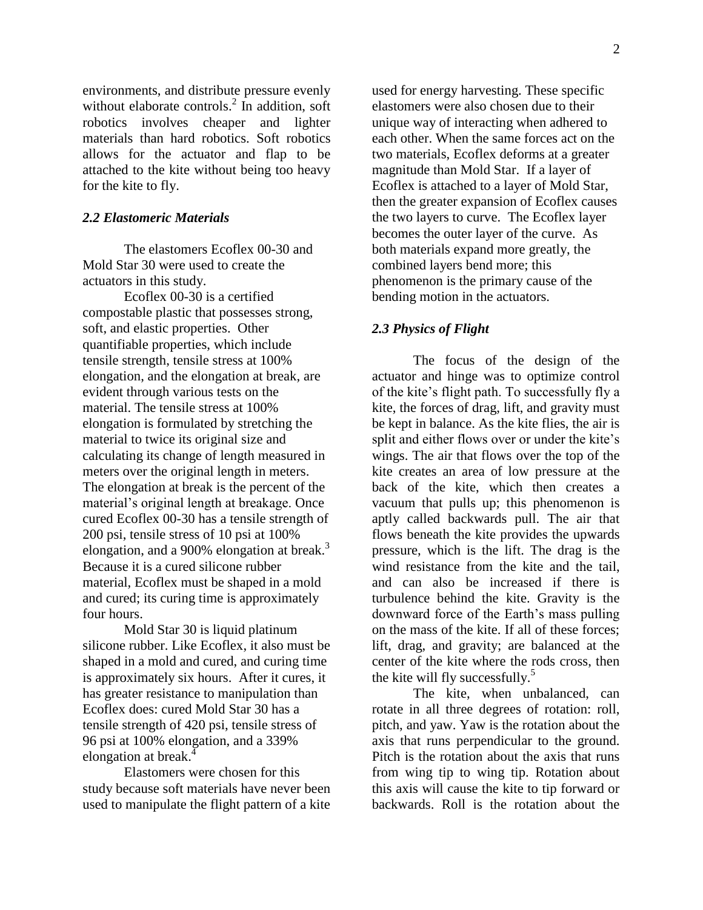environments, and distribute pressure evenly without elaborate controls.[2] In addition, soft robotics involves cheaper and lighter materials than hard robotics. Soft robotics allows for the actuator and flap to be attached to the kite without being too heavy for the kite to fly.

### *2.2 Elastomeric Materials*

The elastomers Ecoflex 00-30 and Mold Star 30 were used to create the actuators in this study.

Ecoflex 00-30 is a certified compostable plastic that possesses strong, soft, and elastic properties. Other quantifiable properties, which include tensile strength, tensile stress at 100% elongation, and the elongation at break, are evident through various tests on the material. The tensile stress at 100% elongation is formulated by stretching the material to twice its original size and calculating its change of length measured in meters over the original length in meters. The elongation at break is the percent of the material's original length at breakage. Once cured Ecoflex 00-30 has a tensile strength of 200 psi, tensile stress of 10 psi at 100% elongation, and a 900% elongation at break.[3] Because it is a cured silicone rubber material, Ecoflex must be shaped in a mold and cured; its curing time is approximately four hours.

Mold Star 30 is liquid platinum silicone rubber. Like Ecoflex, it also must be shaped in a mold and cured, and curing time is approximately six hours. After it cures, it has greater resistance to manipulation than Ecoflex does: cured Mold Star 30 has a tensile strength of 420 psi, tensile stress of 96 psi at 100% elongation, and a 339% elongation at break.[4]

Elastomers were chosen for this study because soft materials have never been used to manipulate the flight pattern of a kite used for energy harvesting. These specific elastomers were also chosen due to their unique way of interacting when adhered to each other. When the same forces act on the two materials, Ecoflex deforms at a greater magnitude than Mold Star. If a layer of Ecoflex is attached to a layer of Mold Star, then the greater expansion of Ecoflex causes the two layers to curve. The Ecoflex layer becomes the outer layer of the curve. As both materials expand more greatly, the combined layers bend more; this phenomenon is the primary cause of the bending motion in the actuators.

### *2.3 Physics of Flight*

The focus of the design of the actuator and hinge was to optimize control of the kite's flight path. To successfully fly a kite, the forces of drag, lift, and gravity must be kept in balance. As the kite flies, the air is split and either flows over or under the kite's wings. The air that flows over the top of the kite creates an area of low pressure at the back of the kite, which then creates a vacuum that pulls up; this phenomenon is aptly called backwards pull. The air that flows beneath the kite provides the upwards pressure, which is the lift. The drag is the wind resistance from the kite and the tail, and can also be increased if there is turbulence behind the kite. Gravity is the downward force of the Earth's mass pulling on the mass of the kite. If all of these forces; lift, drag, and gravity; are balanced at the center of the kite where the rods cross, then the kite will fly successfully.[5]

The kite, when unbalanced, can rotate in all three degrees of rotation: roll, pitch, and yaw. Yaw is the rotation about the axis that runs perpendicular to the ground. Pitch is the rotation about the axis that runs from wing tip to wing tip. Rotation about this axis will cause the kite to tip forward or backwards. Roll is the rotation about the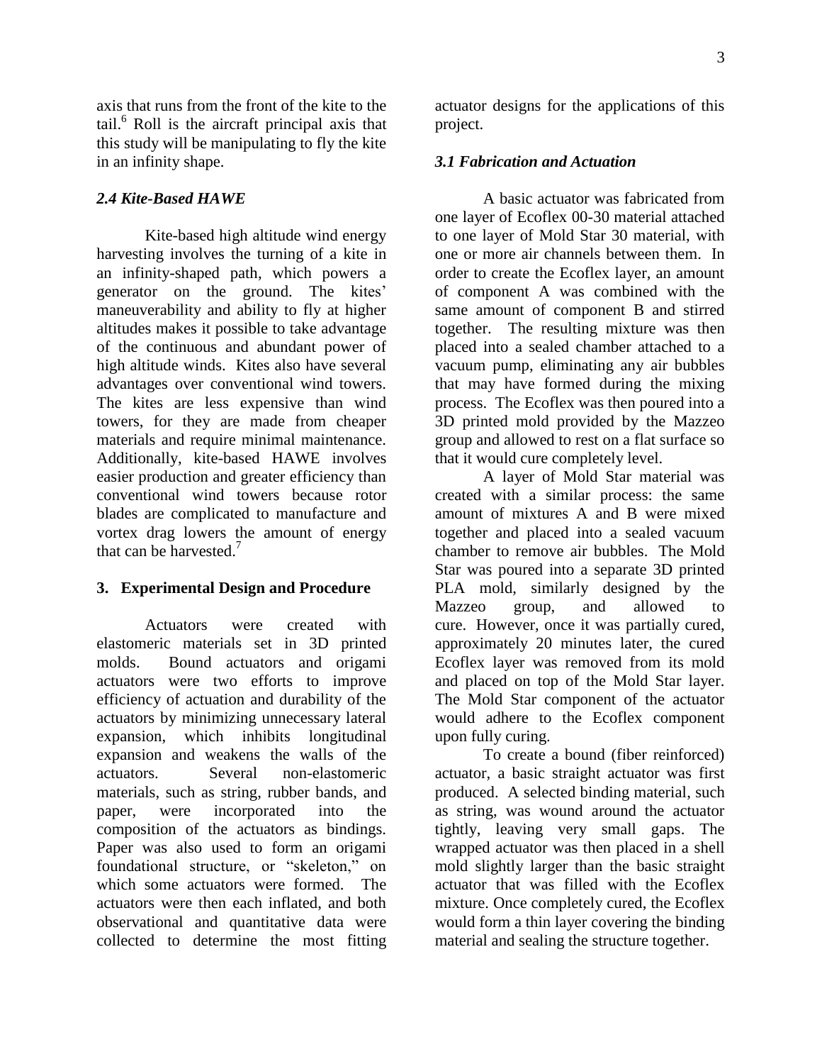axis that runs from the front of the kite to the tail.[6] Roll is the aircraft principal axis that this study will be manipulating to fly the kite in an infinity shape.

### *2.4 Kite-Based HAWE*

Kite-based high altitude wind energy harvesting involves the turning of a kite in an infinity-shaped path, which powers a generator on the ground. The kites' maneuverability and ability to fly at higher altitudes makes it possible to take advantage of the continuous and abundant power of high altitude winds. Kites also have several advantages over conventional wind towers. The kites are less expensive than wind towers, for they are made from cheaper materials and require minimal maintenance. Additionally, kite-based HAWE involves easier production and greater efficiency than conventional wind towers because rotor blades are complicated to manufacture and vortex drag lowers the amount of energy that can be harvested.[7]

## 3. Experimental Design and Procedure

Actuators were created with elastomeric materials set in 3D printed molds. Bound actuators and origami actuators were two efforts to improve efficiency of actuation and durability of the actuators by minimizing unnecessary lateral expansion, which inhibits longitudinal expansion and weakens the walls of the actuators. Several non-elastomeric materials, such as string, rubber bands, and paper, were incorporated into the composition of the actuators as bindings. Paper was also used to form an origami foundational structure, or "skeleton," on which some actuators were formed. The actuators were then each inflated, and both observational and quantitative data were collected to determine the most fitting actuator designs for the applications of this project.

### *3.1 Fabrication and Actuation*

A basic actuator was fabricated from one layer of Ecoflex 00-30 material attached to one layer of Mold Star 30 material, with one or more air channels between them. In order to create the Ecoflex layer, an amount of component A was combined with the same amount of component B and stirred together. The resulting mixture was then placed into a sealed chamber attached to a vacuum pump, eliminating any air bubbles that may have formed during the mixing process. The Ecoflex was then poured into a 3D printed mold provided by the Mazzeo group and allowed to rest on a flat surface so that it would cure completely level.

A layer of Mold Star material was created with a similar process: the same amount of mixtures A and B were mixed together and placed into a sealed vacuum chamber to remove air bubbles. The Mold Star was poured into a separate 3D printed PLA mold, similarly designed by the Mazzeo group, and allowed to cure. However, once it was partially cured, approximately 20 minutes later, the cured Ecoflex layer was removed from its mold and placed on top of the Mold Star layer. The Mold Star component of the actuator would adhere to the Ecoflex component upon fully curing.

To create a bound (fiber reinforced) actuator, a basic straight actuator was first produced. A selected binding material, such as string, was wound around the actuator tightly, leaving very small gaps. The wrapped actuator was then placed in a shell mold slightly larger than the basic straight actuator that was filled with the Ecoflex mixture. Once completely cured, the Ecoflex would form a thin layer covering the binding material and sealing the structure together.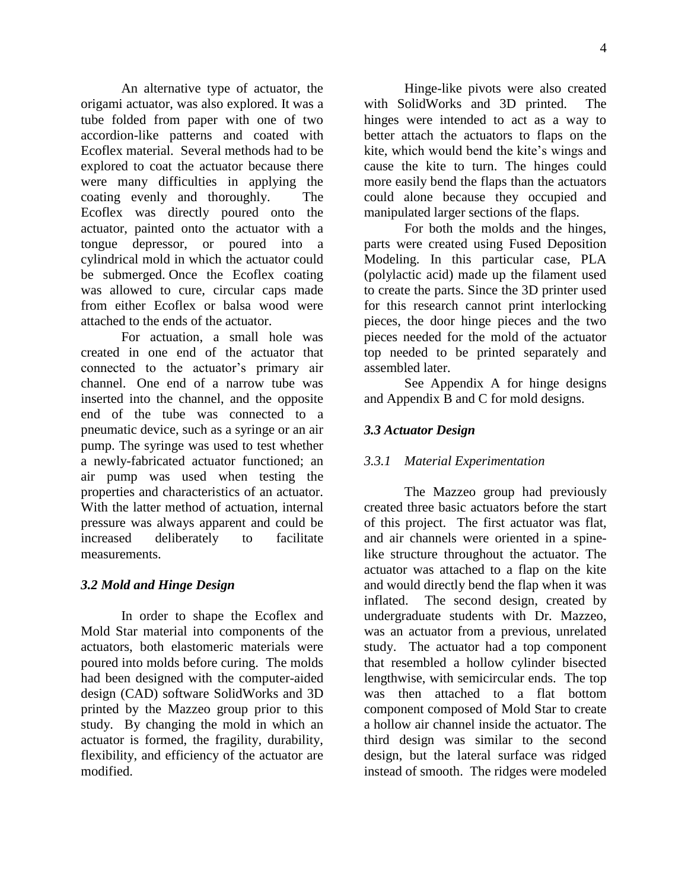An alternative type of actuator, the origami actuator, was also explored. It was a tube folded from paper with one of two accordion-like patterns and coated with Ecoflex material. Several methods had to be explored to coat the actuator because there were many difficulties in applying the coating evenly and thoroughly. The Ecoflex was directly poured onto the actuator, painted onto the actuator with a tongue depressor, or poured into a cylindrical mold in which the actuator could be submerged. Once the Ecoflex coating was allowed to cure, circular caps made from either Ecoflex or balsa wood were attached to the ends of the actuator.

For actuation, a small hole was created in one end of the actuator that connected to the actuator's primary air channel. One end of a narrow tube was inserted into the channel, and the opposite end of the tube was connected to a pneumatic device, such as a syringe or an air pump. The syringe was used to test whether a newly-fabricated actuator functioned; an air pump was used when testing the properties and characteristics of an actuator. With the latter method of actuation, internal pressure was always apparent and could be increased deliberately to facilitate measurements.

### *3.2 Mold and Hinge Design*

In order to shape the Ecoflex and Mold Star material into components of the actuators, both elastomeric materials were poured into molds before curing. The molds had been designed with the computer-aided design (CAD) software SolidWorks and 3D printed by the Mazzeo group prior to this study. By changing the mold in which an actuator is formed, the fragility, durability, flexibility, and efficiency of the actuator are modified.

Hinge-like pivots were also created with SolidWorks and 3D printed. The hinges were intended to act as a way to better attach the actuators to flaps on the kite, which would bend the kite's wings and cause the kite to turn. The hinges could more easily bend the flaps than the actuators could alone because they occupied and manipulated larger sections of the flaps.

For both the molds and the hinges, parts were created using Fused Deposition Modeling. In this particular case, PLA (polylactic acid) made up the filament used to create the parts. Since the 3D printer used for this research cannot print interlocking pieces, the door hinge pieces and the two pieces needed for the mold of the actuator top needed to be printed separately and assembled later.

See Appendix A for hinge designs and Appendix B and C for mold designs.

### *3.3 Actuator Design*

#### *3.3.1 Material Experimentation*

The Mazzeo group had previously created three basic actuators before the start of this project. The first actuator was flat, and air channels were oriented in a spine-like structure throughout the actuator. The actuator was attached to a flap on the kite and would directly bend the flap when it was inflated. The second design, created by undergraduate students with Dr. Mazzeo, was an actuator from a previous, unrelated study. The actuator had a top component that resembled a hollow cylinder bisected lengthwise, with semicircular ends. The top was then attached to a flat bottom component composed of Mold Star to create a hollow air channel inside the actuator. The third design was similar to the second design, but the lateral surface was ridged instead of smooth. The ridges were modeled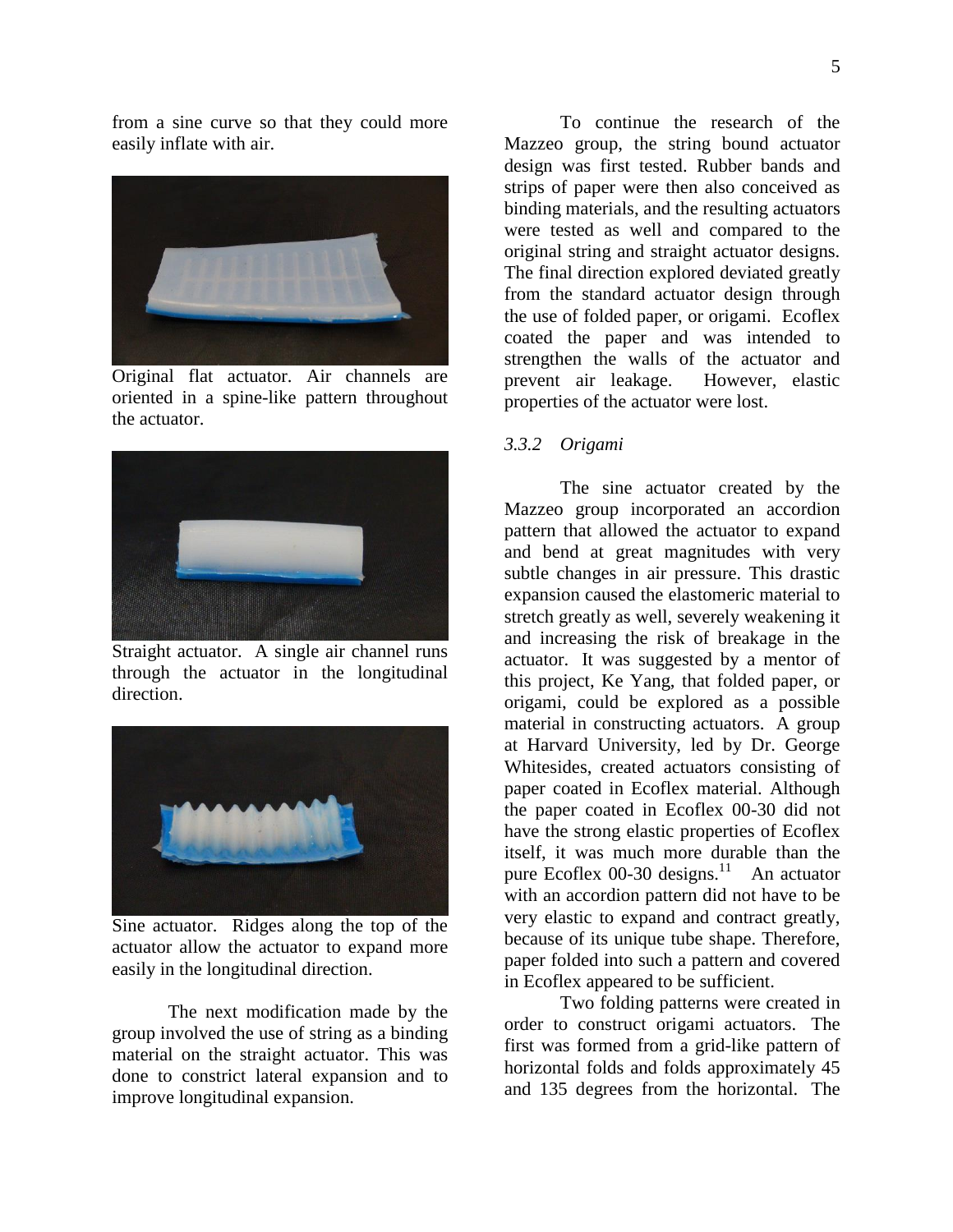from a sine curve so that they could more easily inflate with air.

Original flat actuator. Air channels are oriented in a spine-like pattern throughout the actuator.

Straight actuator. A single air channel runs through the actuator in the longitudinal direction.

Sine actuator. Ridges along the top of the actuator allow the actuator to expand more easily in the longitudinal direction.

The next modification made by the group involved the use of string as a binding material on the straight actuator. This was done to constrict lateral expansion and to improve longitudinal expansion.

To continue the research of the Mazzeo group, the string bound actuator design was first tested. Rubber bands and strips of paper were then also conceived as binding materials, and the resulting actuators were tested as well and compared to the original string and straight actuator designs. The final direction explored deviated greatly from the standard actuator design through the use of folded paper, or origami. Ecoflex coated the paper and was intended to strengthen the walls of the actuator and prevent air leakage. However, elastic properties of the actuator were lost.

### *3.3.2 Origami*

The sine actuator created by the Mazzeo group incorporated an accordion pattern that allowed the actuator to expand and bend at great magnitudes with very subtle changes in air pressure. This drastic expansion caused the elastomeric material to stretch greatly as well, severely weakening it and increasing the risk of breakage in the actuator. It was suggested by a mentor of this project, Ke Yang, that folded paper, or origami, could be explored as a possible material in constructing actuators. A group at Harvard University, led by Dr. George Whitesides, created actuators consisting of paper coated in Ecoflex material. Although the paper coated in Ecoflex 00-30 did not have the strong elastic properties of Ecoflex itself, it was much more durable than the pure Ecoflex 00-30 designs.[11] An actuator with an accordion pattern did not have to be very elastic to expand and contract greatly, because of its unique tube shape. Therefore, paper folded into such a pattern and covered in Ecoflex appeared to be sufficient.

Two folding patterns were created in order to construct origami actuators. The first was formed from a grid-like pattern of horizontal folds and folds approximately 45 and 135 degrees from the horizontal. The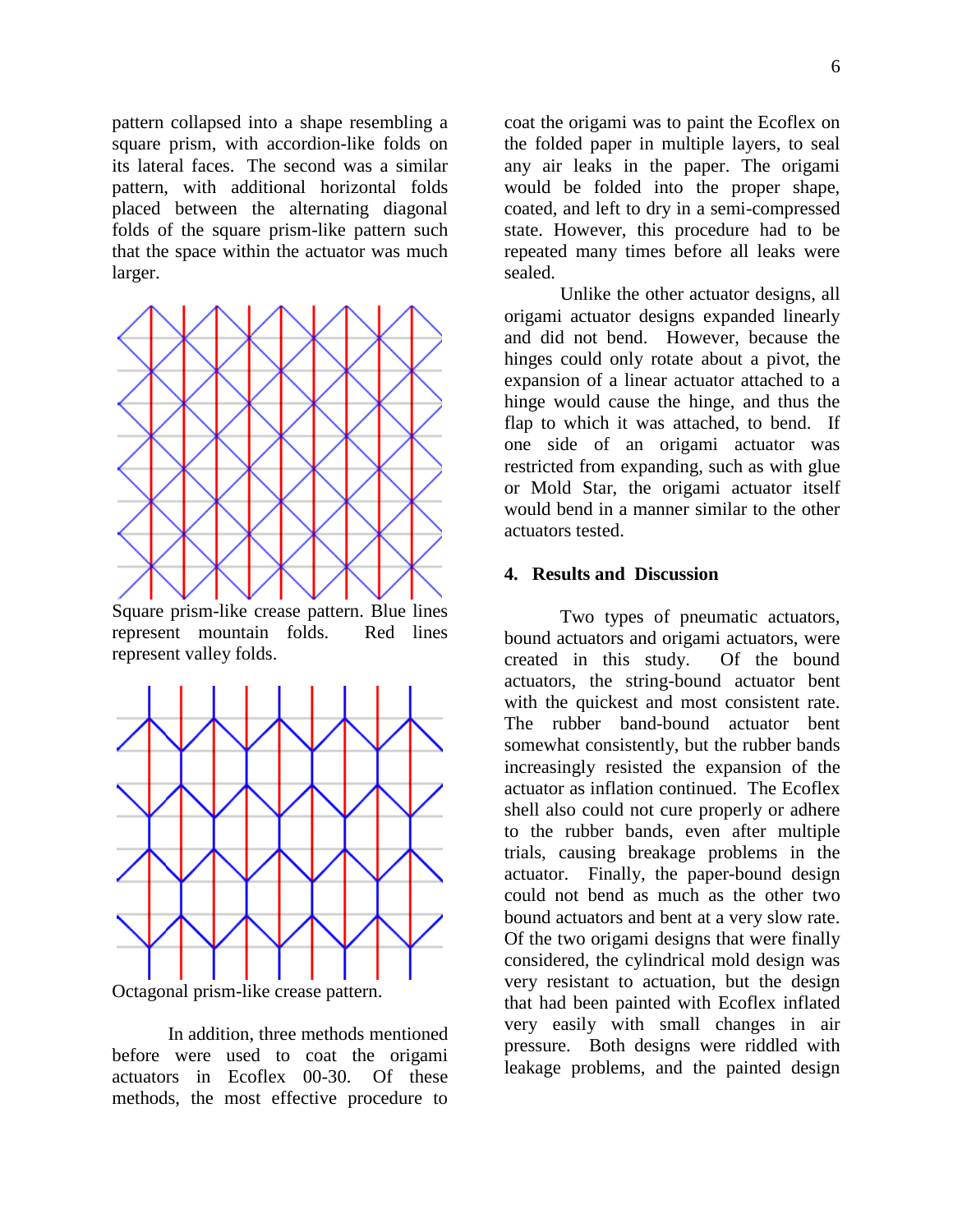pattern collapsed into a shape resembling a square prism, with accordion-like folds on its lateral faces. The second was a similar pattern, with additional horizontal folds placed between the alternating diagonal folds of the square prism-like pattern such that the space within the actuator was much larger.

Square prism-like crease pattern. Blue lines represent mountain folds. Red lines represent valley folds.

Octagonal prism-like crease pattern.

In addition, three methods mentioned before were used to coat the origami actuators in Ecoflex 00-30. Of these methods, the most effective procedure to coat the origami was to paint the Ecoflex on the folded paper in multiple layers, to seal any air leaks in the paper. The origami would be folded into the proper shape, coated, and left to dry in a semi-compressed state. However, this procedure had to be repeated many times before all leaks were sealed.

Unlike the other actuator designs, all origami actuator designs expanded linearly and did not bend. However, because the hinges could only rotate about a pivot, the expansion of a linear actuator attached to a hinge would cause the hinge, and thus the flap to which it was attached, to bend. If one side of an origami actuator was restricted from expanding, such as with glue or Mold Star, the origami actuator itself would bend in a manner similar to the other actuators tested.

## 4. Results and Discussion

Two types of pneumatic actuators, bound actuators and origami actuators, were created in this study. Of the bound actuators, the string-bound actuator bent with the quickest and most consistent rate. The rubber band-bound actuator bent somewhat consistently, but the rubber bands increasingly resisted the expansion of the actuator as inflation continued. The Ecoflex shell also could not cure properly or adhere to the rubber bands, even after multiple trials, causing breakage problems in the actuator. Finally, the paper-bound design could not bend as much as the other two bound actuators and bent at a very slow rate. Of the two origami designs that were finally considered, the cylindrical mold design was very resistant to actuation, but the design that had been painted with Ecoflex inflated very easily with small changes in air pressure. Both designs were riddled with leakage problems, and the painted design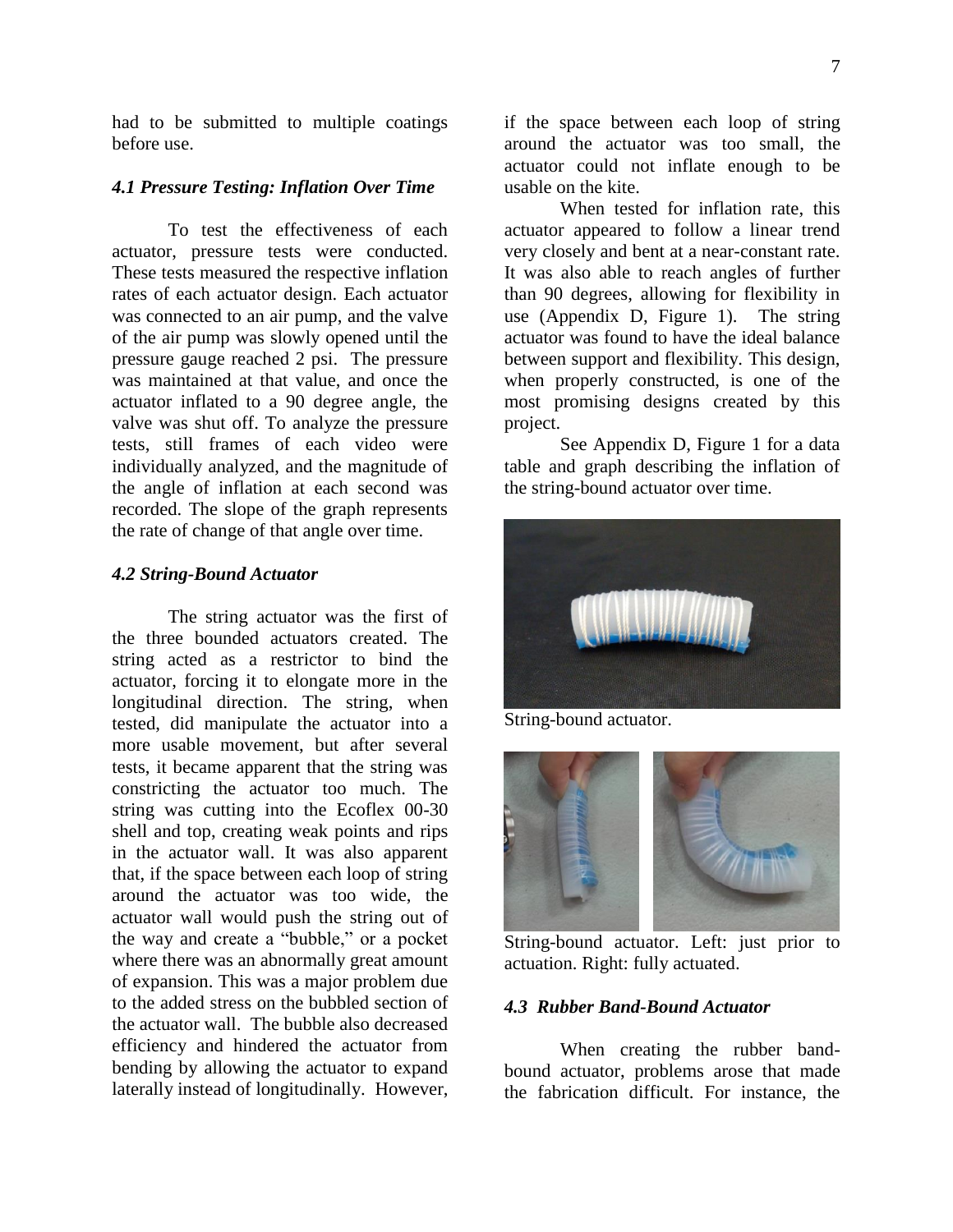had to be submitted to multiple coatings before use.

### *4.1 Pressure Testing: Inflation Over Time*

To test the effectiveness of each actuator, pressure tests were conducted. These tests measured the respective inflation rates of each actuator design. Each actuator was connected to an air pump, and the valve of the air pump was slowly opened until the pressure gauge reached 2 psi. The pressure was maintained at that value, and once the actuator inflated to a 90 degree angle, the valve was shut off. To analyze the pressure tests, still frames of each video were individually analyzed, and the magnitude of the angle of inflation at each second was recorded. The slope of the graph represents the rate of change of that angle over time.

### *4.2 String-Bound Actuator*

The string actuator was the first of the three bounded actuators created. The string acted as a restrictor to bind the actuator, forcing it to elongate more in the longitudinal direction. The string, when tested, did manipulate the actuator into a more usable movement, but after several tests, it became apparent that the string was constricting the actuator too much. The string was cutting into the Ecoflex 00-30 shell and top, creating weak points and rips in the actuator wall. It was also apparent that, if the space between each loop of string around the actuator was too wide, the actuator wall would push the string out of the way and create a "bubble," or a pocket where there was an abnormally great amount of expansion. This was a major problem due to the added stress on the bubbled section of the actuator wall. The bubble also decreased efficiency and hindered the actuator from bending by allowing the actuator to expand laterally instead of longitudinally. However, if the space between each loop of string around the actuator was too small, the actuator could not inflate enough to be usable on the kite.

When tested for inflation rate, this actuator appeared to follow a linear trend very closely and bent at a near-constant rate. It was also able to reach angles of further than 90 degrees, allowing for flexibility in use (Appendix D, Figure 1). The string actuator was found to have the ideal balance between support and flexibility. This design, when properly constructed, is one of the most promising designs created by this project.

See Appendix D, Figure 1 for a data table and graph describing the inflation of the string-bound actuator over time.

String-bound actuator.

String-bound actuator. Left: just prior to actuation. Right: fully actuated.

### *4.3 Rubber Band-Bound Actuator*

When creating the rubber band-bound actuator, problems arose that made the fabrication difficult. For instance, the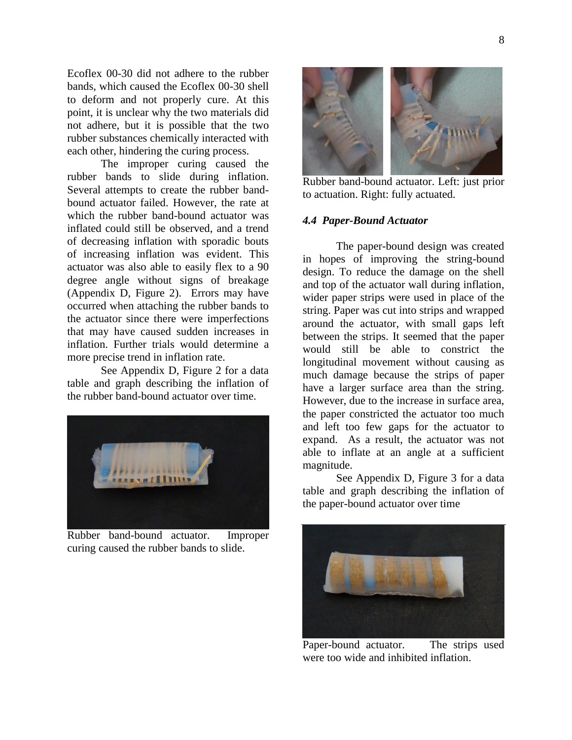Ecoflex 00-30 did not adhere to the rubber bands, which caused the Ecoflex 00-30 shell to deform and not properly cure. At this point, it is unclear why the two materials did not adhere, but it is possible that the two rubber substances chemically interacted with each other, hindering the curing process.

The improper curing caused the rubber bands to slide during inflation. Several attempts to create the rubber band-bound actuator failed. However, the rate at which the rubber band-bound actuator was inflated could still be observed, and a trend of decreasing inflation with sporadic bouts of increasing inflation was evident. This actuator was also able to easily flex to a 90 degree angle without signs of breakage (Appendix D, Figure 2). Errors may have occurred when attaching the rubber bands to the actuator since there were imperfections that may have caused sudden increases in inflation. Further trials would determine a more precise trend in inflation rate.

See Appendix D, Figure 2 for a data table and graph describing the inflation of the rubber band-bound actuator over time.

Rubber band-bound actuator. Improper curing caused the rubber bands to slide.

Rubber band-bound actuator. Left: just prior to actuation. Right: fully actuated.

### *4.4 Paper-Bound Actuator*

The paper-bound design was created in hopes of improving the string-bound design. To reduce the damage on the shell and top of the actuator wall during inflation, wider paper strips were used in place of the string. Paper was cut into strips and wrapped around the actuator, with small gaps left between the strips. It seemed that the paper would still be able to constrict the longitudinal movement without causing as much damage because the strips of paper have a larger surface area than the string. However, due to the increase in surface area, the paper constricted the actuator too much and left too few gaps for the actuator to expand. As a result, the actuator was not able to inflate at an angle at a sufficient magnitude.

See Appendix D, Figure 3 for a data table and graph describing the inflation of the paper-bound actuator over time

Paper-bound actuator. The strips used were too wide and inhibited inflation.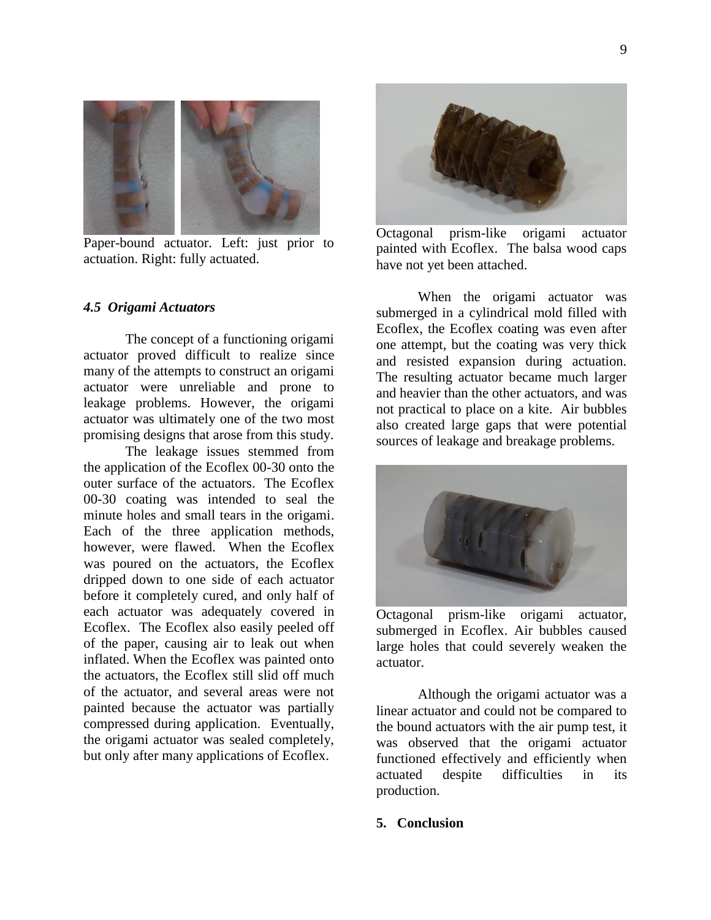Paper-bound actuator. Left: just prior to actuation. Right: fully actuated.

### *4.5 Origami Actuators*

The concept of a functioning origami actuator proved difficult to realize since many of the attempts to construct an origami actuator were unreliable and prone to leakage problems. However, the origami actuator was ultimately one of the two most promising designs that arose from this study.

The leakage issues stemmed from the application of the Ecoflex 00-30 onto the outer surface of the actuators. The Ecoflex 00-30 coating was intended to seal the minute holes and small tears in the origami. Each of the three application methods, however, were flawed. When the Ecoflex was poured on the actuators, the Ecoflex dripped down to one side of each actuator before it completely cured, and only half of each actuator was adequately covered in Ecoflex. The Ecoflex also easily peeled off of the paper, causing air to leak out when inflated. When the Ecoflex was painted onto the actuators, the Ecoflex still slid off much of the actuator, and several areas were not painted because the actuator was partially compressed during application. Eventually, the origami actuator was sealed completely, but only after many applications of Ecoflex.

Octagonal prism-like origami actuator painted with Ecoflex. The balsa wood caps have not yet been attached.

When the origami actuator was submerged in a cylindrical mold filled with Ecoflex, the Ecoflex coating was even after one attempt, but the coating was very thick and resisted expansion during actuation. The resulting actuator became much larger and heavier than the other actuators, and was not practical to place on a kite. Air bubbles also created large gaps that were potential sources of leakage and breakage problems.

Octagonal prism-like origami actuator, submerged in Ecoflex. Air bubbles caused large holes that could severely weaken the actuator.

Although the origami actuator was a linear actuator and could not be compared to the bound actuators with the air pump test, it was observed that the origami actuator functioned effectively and efficiently when actuated despite difficulties in its production.

## 5. Conclusion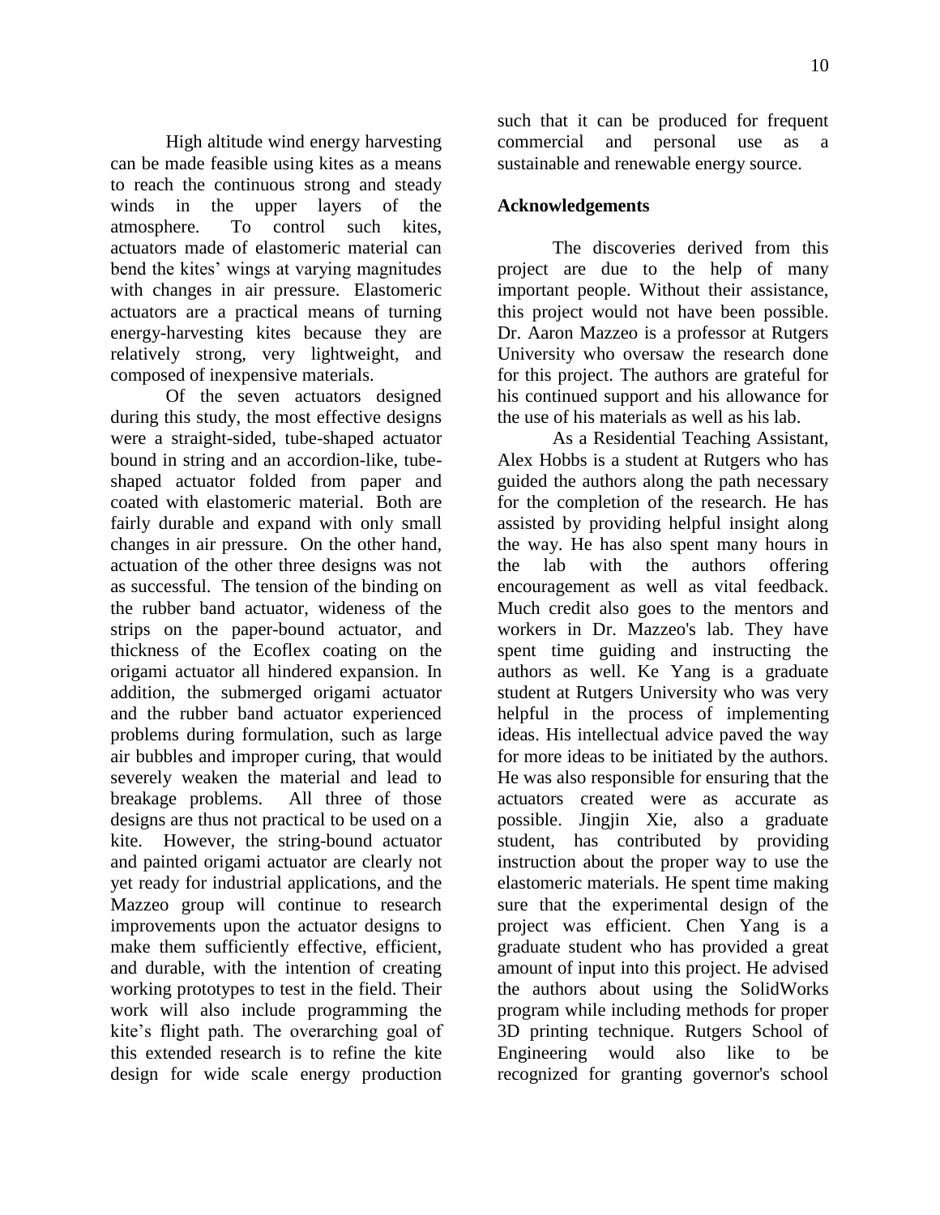High altitude wind energy harvesting can be made feasible using kites as a means to reach the continuous strong and steady winds in the upper layers of the atmosphere. To control such kites, actuators made of elastomeric material can bend the kites' wings at varying magnitudes with changes in air pressure. Elastomeric actuators are a practical means of turning energy-harvesting kites because they are relatively strong, very lightweight, and composed of inexpensive materials.

Of the seven actuators designed during this study, the most effective designs were a straight-sided, tube-shaped actuator bound in string and an accordion-like, tube-shaped actuator folded from paper and coated with elastomeric material. Both are fairly durable and expand with only small changes in air pressure. On the other hand, actuation of the other three designs was not as successful. The tension of the binding on the rubber band actuator, wideness of the strips on the paper-bound actuator, and thickness of the Ecoflex coating on the origami actuator all hindered expansion. In addition, the submerged origami actuator and the rubber band actuator experienced problems during formulation, such as large air bubbles and improper curing, that would severely weaken the material and lead to breakage problems. All three of those designs are thus not practical to be used on a kite. However, the string-bound actuator and painted origami actuator are clearly not yet ready for industrial applications, and the Mazzeo group will continue to research improvements upon the actuator designs to make them sufficiently effective, efficient, and durable, with the intention of creating working prototypes to test in the field. Their work will also include programming the kite's flight path. The overarching goal of this extended research is to refine the kite design for wide scale energy production such that it can be produced for frequent commercial and personal use as a sustainable and renewable energy source.

## Acknowledgements

The discoveries derived from this project are due to the help of many important people. Without their assistance, this project would not have been possible. Dr. Aaron Mazzeo is a professor at Rutgers University who oversaw the research done for this project. The authors are grateful for his continued support and his allowance for the use of his materials as well as his lab.

As a Residential Teaching Assistant, Alex Hobbs is a student at Rutgers who has guided the authors along the path necessary for the completion of the research. He has assisted by providing helpful insight along the way. He has also spent many hours in the lab with the authors offering encouragement as well as vital feedback. Much credit also goes to the mentors and workers in Dr. Mazzeo's lab. They have spent time guiding and instructing the authors as well. Ke Yang is a graduate student at Rutgers University who was very helpful in the process of implementing ideas. His intellectual advice paved the way for more ideas to be initiated by the authors. He was also responsible for ensuring that the actuators created were as accurate as possible. Jingjin Xie, also a graduate student, has contributed by providing instruction about the proper way to use the elastomeric materials. He spent time making sure that the experimental design of the project was efficient. Chen Yang is a graduate student who has provided a great amount of input into this project. He advised the authors about using the SolidWorks program while including methods for proper 3D printing technique. Rutgers School of Engineering would also like to be recognized for granting governor's school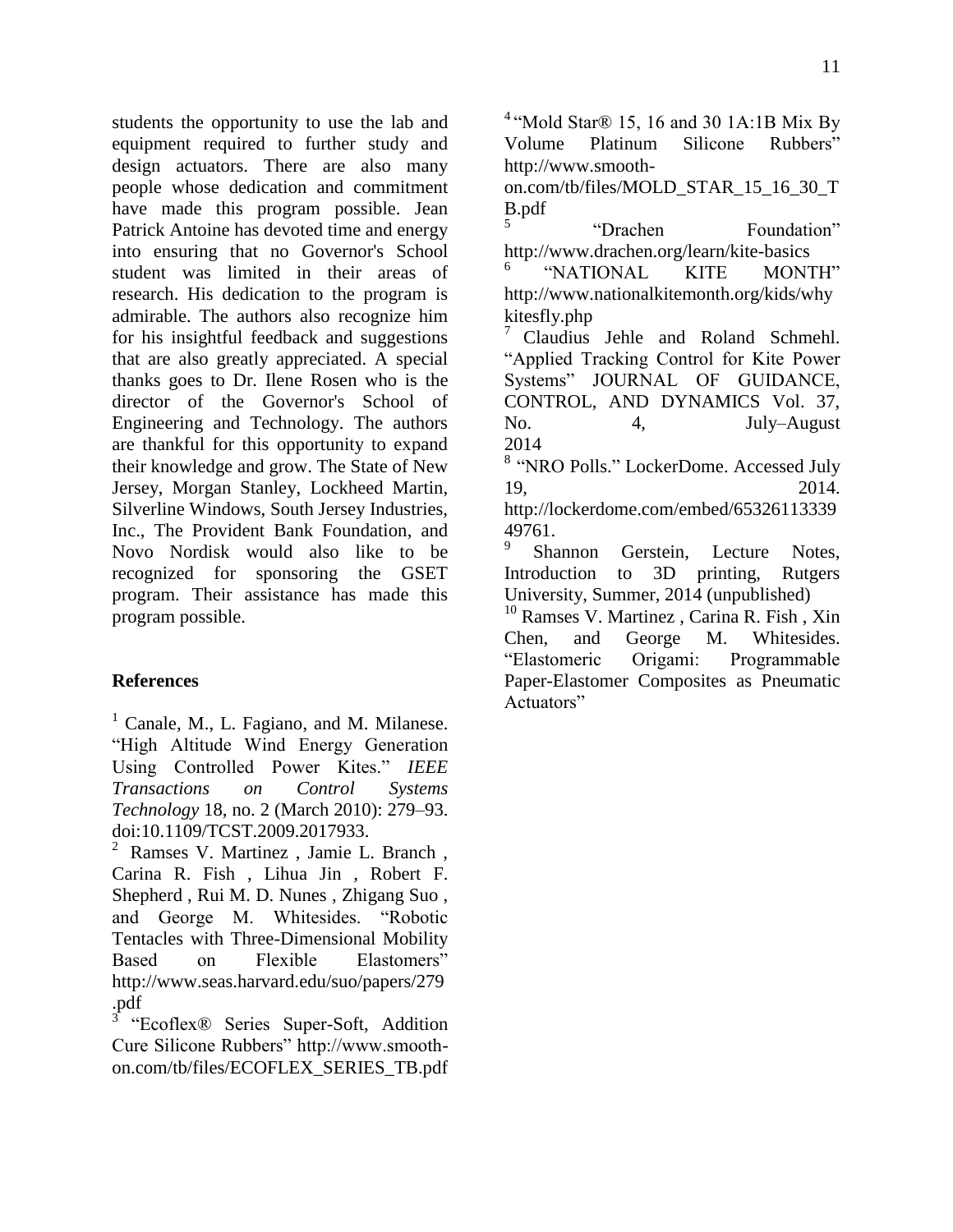students the opportunity to use the lab and equipment required to further study and design actuators. There are also many people whose dedication and commitment have made this program possible. Jean Patrick Antoine has devoted time and energy into ensuring that no Governor's School student was limited in their areas of research. His dedication to the program is admirable. The authors also recognize him for his insightful feedback and suggestions that are also greatly appreciated. A special thanks goes to Dr. Ilene Rosen who is the director of the Governor's School of Engineering and Technology. The authors are thankful for this opportunity to expand their knowledge and grow. The State of New Jersey, Morgan Stanley, Lockheed Martin, Silverline Windows, South Jersey Industries, Inc., The Provident Bank Foundation, and Novo Nordisk would also like to be recognized for sponsoring the GSET program. Their assistance has made this program possible.

### References

[1] Canale, M., L. Fagiano, and M. Milanese. "High Altitude Wind Energy Generation Using Controlled Power Kites." *IEEE Transactions on Control Systems Technology* 18, no. 2 (March 2010): 279–93. doi:10.1109/TCST.2009.2017933.

[2] Ramses V. Martinez , Jamie L. Branch , Carina R. Fish , Lihua Jin , Robert F. Shepherd , Rui M. D. Nunes , Zhigang Suo , and George M. Whitesides. "Robotic Tentacles with Three-Dimensional Mobility Based on Flexible Elastomers" http://www.seas.harvard.edu/suo/papers/279.pdf

[3] "Ecoflex® Series Super-Soft, Addition Cure Silicone Rubbers" http://www.smooth-on.com/tb/files/ECOFLEX_SERIES_TB.pdf

[4] "Mold Star® 15, 16 and 30 1A:1B Mix By Volume Platinum Silicone Rubbers" http://www.smooth-on.com/tb/files/MOLD_STAR_15_16_30_TB.pdf

[5] "Drachen Foundation" http://www.drachen.org/learn/kite-basics

[6] "NATIONAL KITE MONTH" http://www.nationalkitemonth.org/kids/whykitesfly.php

[7] Claudius Jehle and Roland Schmehl. "Applied Tracking Control for Kite Power Systems" JOURNAL OF GUIDANCE, CONTROL, AND DYNAMICS Vol. 37, No. 4, July–August 2014

[8] "NRO Polls." LockerDome. Accessed July 19, 2014. http://lockerdome.com/embed/6532611333949761.

[9] Shannon Gerstein, Lecture Notes, Introduction to 3D printing, Rutgers University, Summer, 2014 (unpublished)

[10] Ramses V. Martinez , Carina R. Fish , Xin Chen, and George M. Whitesides. "Elastomeric Origami: Programmable Paper-Elastomer Composites as Pneumatic Actuators"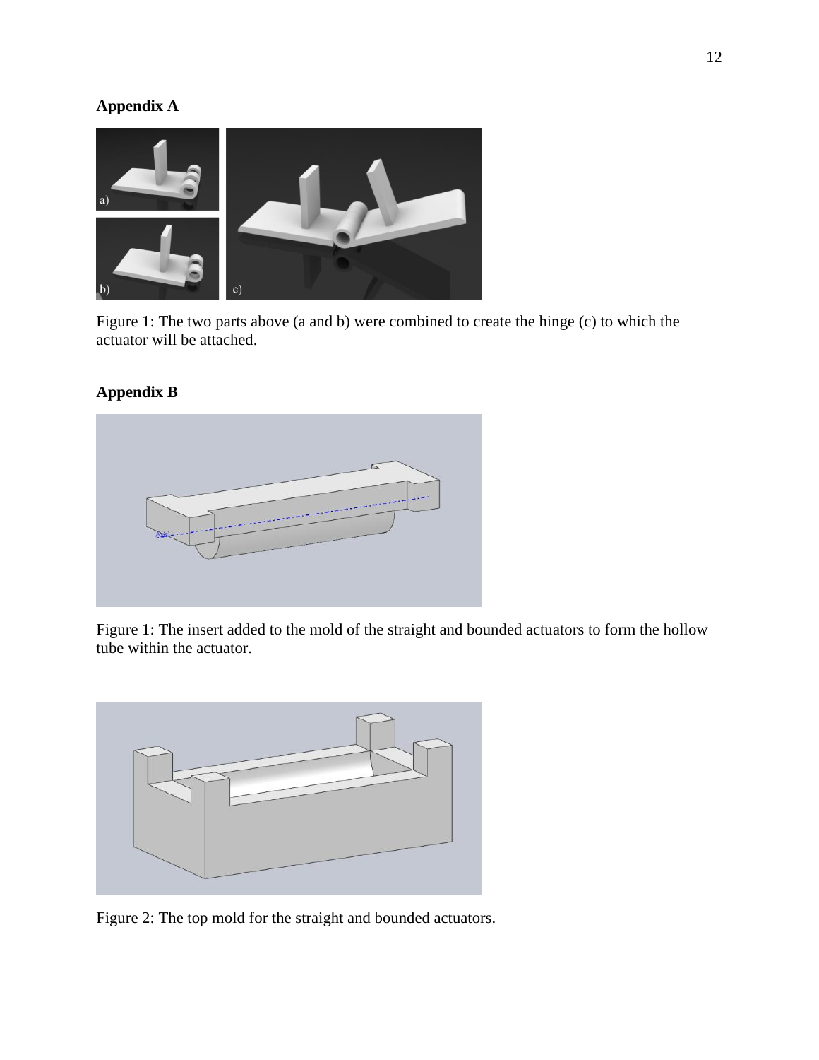## Appendix A

Figure 1: The two parts above (a and b) were combined to create the hinge (c) to which the actuator will be attached.

## Appendix B

Figure 1: The insert added to the mold of the straight and bounded actuators to form the hollow tube within the actuator.

Figure 2: The top mold for the straight and bounded actuators.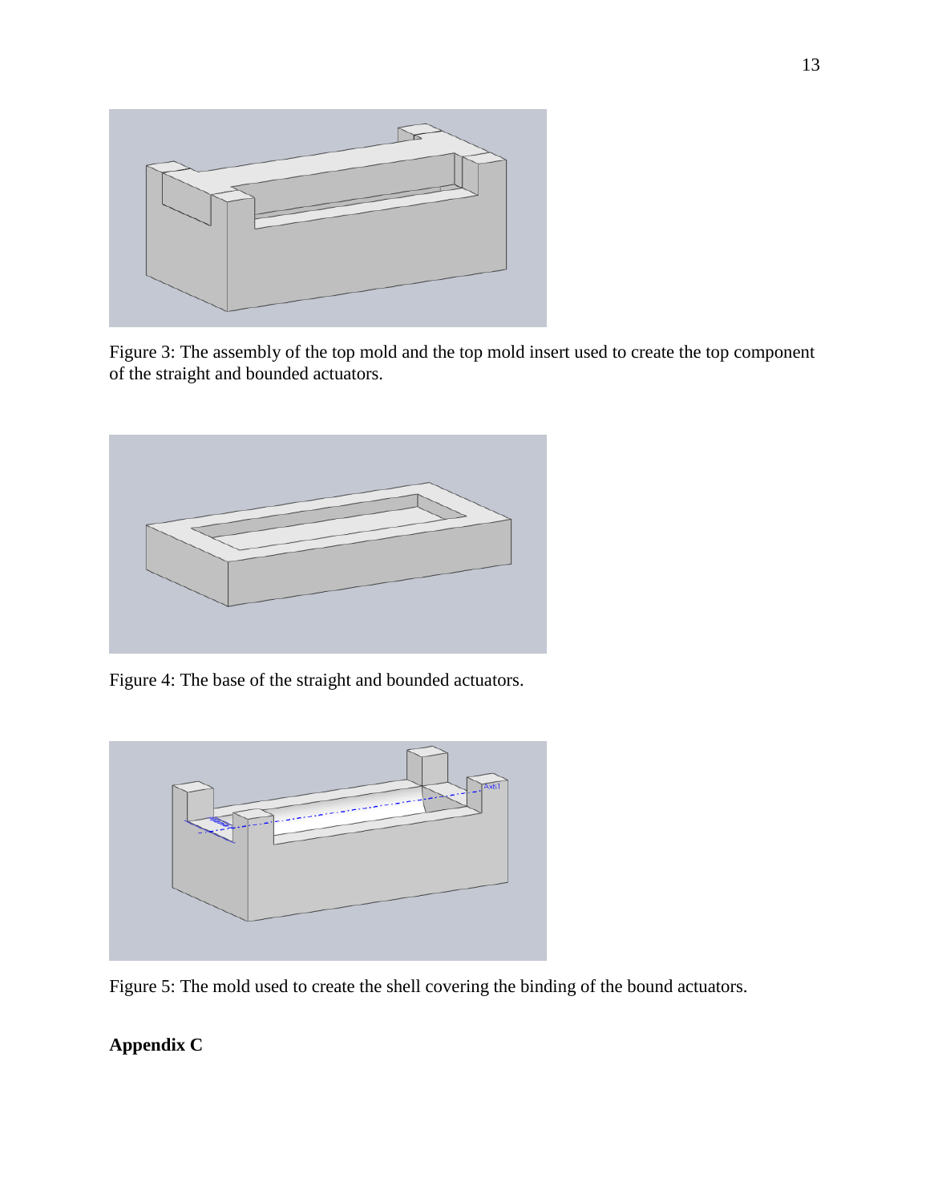Figure 3: The assembly of the top mold and the top mold insert used to create the top component of the straight and bounded actuators.

Figure 4: The base of the straight and bounded actuators.

Figure 5: The mold used to create the shell covering the binding of the bound actuators.

**Appendix C**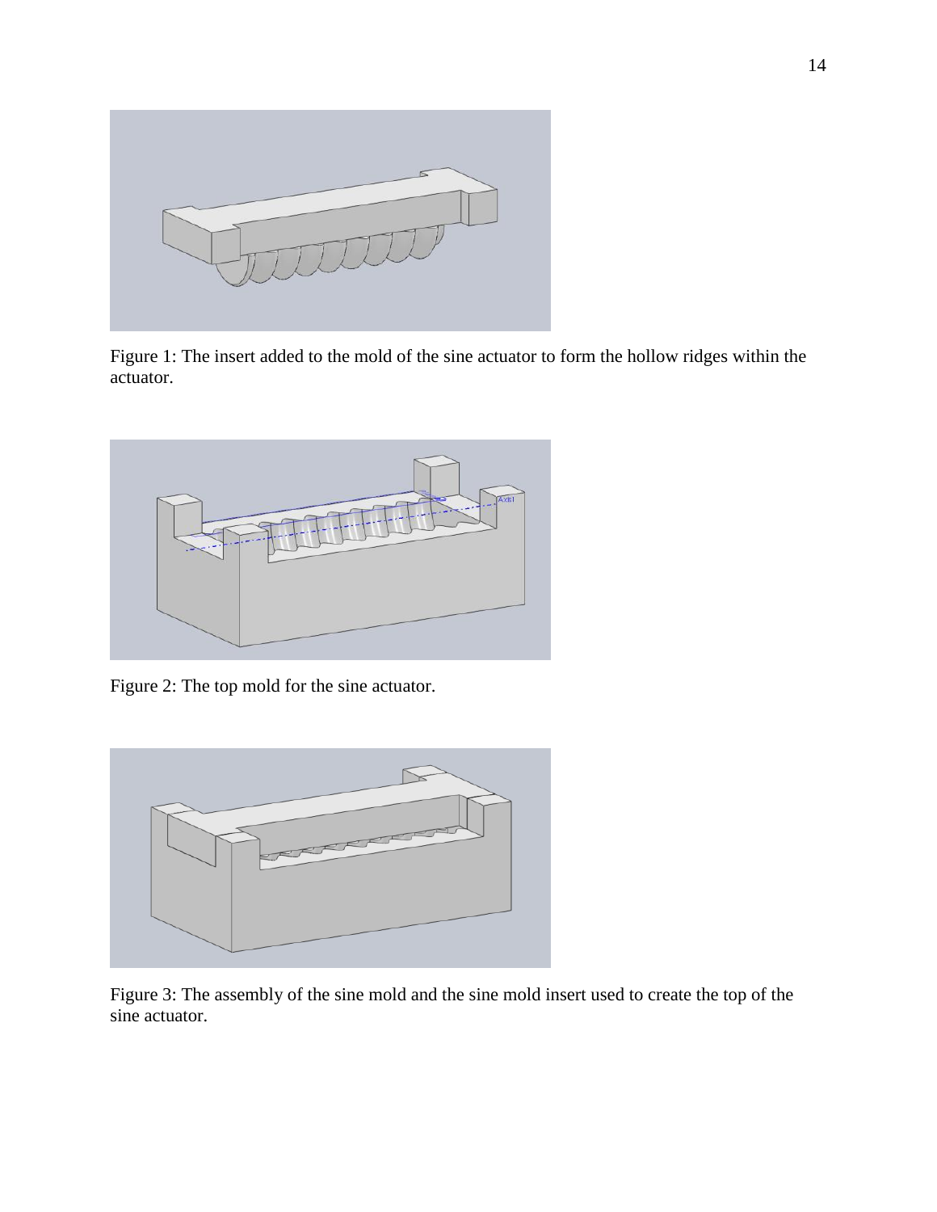Figure 1: The insert added to the mold of the sine actuator to form the hollow ridges within the actuator.

Figure 2: The top mold for the sine actuator.

Figure 3: The assembly of the sine mold and the sine mold insert used to create the top of the sine actuator.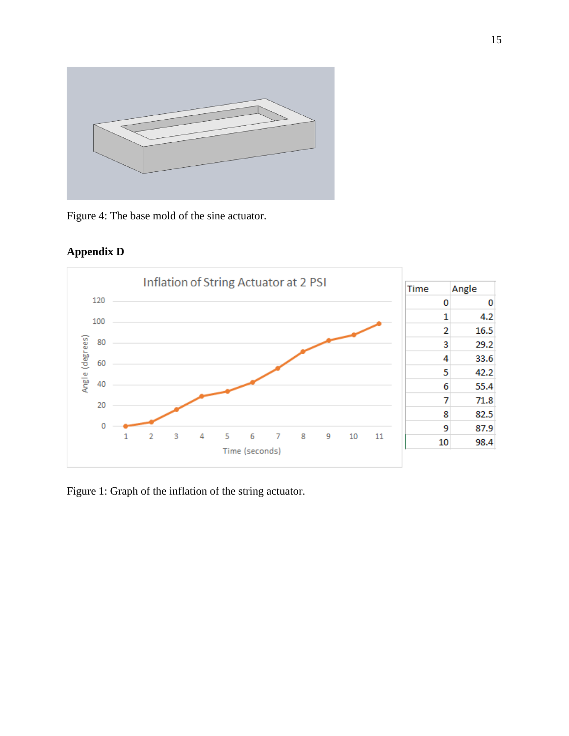Figure 4: The base mold of the sine actuator.

**Appendix D**

| Time | Angle |
|---|---|
| 0 | 0 |
| 1 | 4.2 |
| 2 | 16.5 |
| 3 | 29.2 |
| 4 | 33.6 |
| 5 | 42.2 |
| 6 | 55.4 |
| 7 | 71.8 |
| 8 | 82.5 |
| 9 | 87.9 |
| 10 | 98.4 |

Figure 1: Graph of the inflation of the string actuator.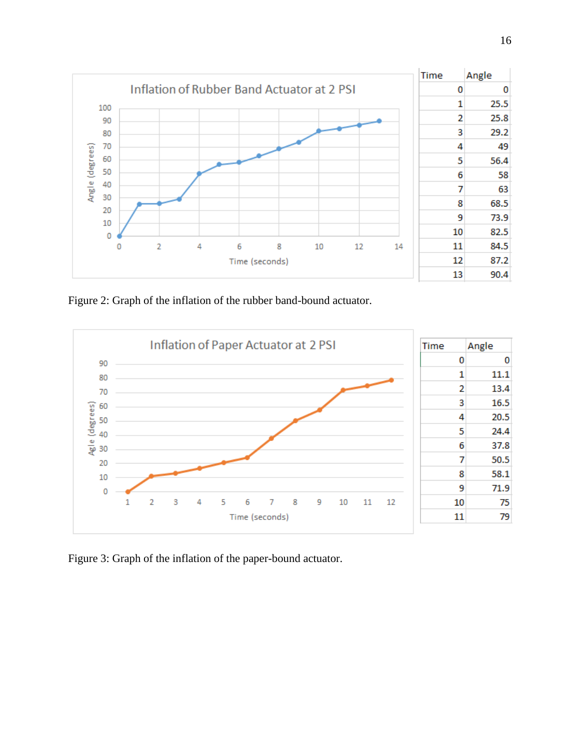Inflation of Rubber Band Actuator at 2 PSI

Angle (degrees)

100
90
80
70
60
50
40
30
20
10
0

0 2 4 6 8 10 12 14

Time (seconds)

| Time | Angle |
|---|---|
| 0 | 0 |
| 1 | 25.5 |
| 2 | 25.8 |
| 3 | 29.2 |
| 4 | 49 |
| 5 | 56.4 |
| 6 | 58 |
| 7 | 63 |
| 8 | 68.5 |
| 9 | 73.9 |
| 10 | 82.5 |
| 11 | 84.5 |
| 12 | 87.2 |
| 13 | 90.4 |

Figure 2: Graph of the inflation of the rubber band-bound actuator.

Inflation of Paper Actuator at 2 PSI

Agle (degrees)

90
80
70
60
50
40
30
20
10
0

1 2 3 4 5 6 7 8 9 10 11 12

Time (seconds)

| Time | Angle |
|---|---|
| 0 | 0 |
| 1 | 11.1 |
| 2 | 13.4 |
| 3 | 16.5 |
| 4 | 20.5 |
| 5 | 24.4 |
| 6 | 37.8 |
| 7 | 50.5 |
| 8 | 58.1 |
| 9 | 71.9 |
| 10 | 75 |
| 11 | 79 |

Figure 3: Graph of the inflation of the paper-bound actuator.